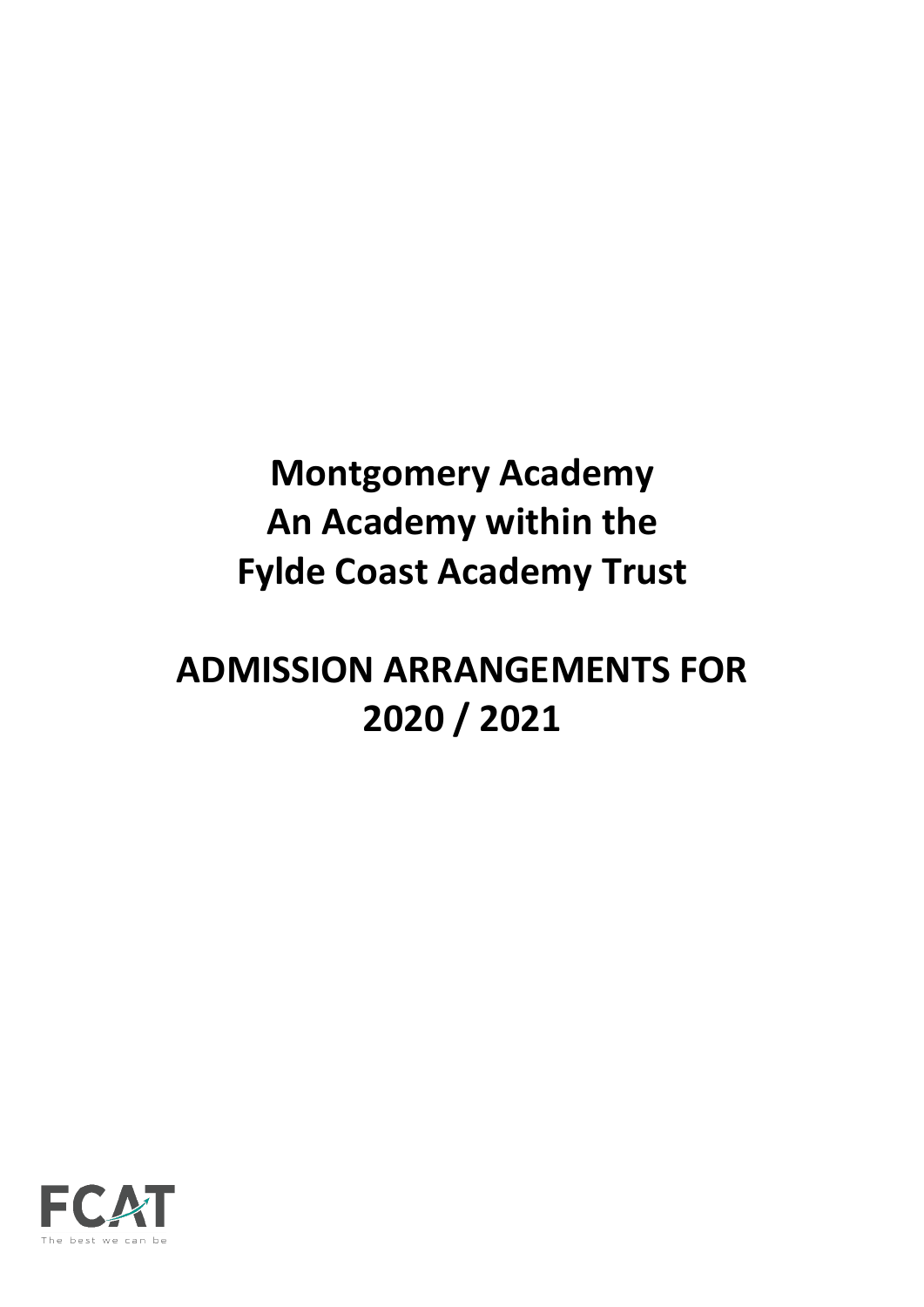# Montgomery Academy
# An Academy within the
# Fylde Coast Academy Trust

# ADMISSION ARRANGEMENTS FOR 2020 / 2021

FCAT

The best we can be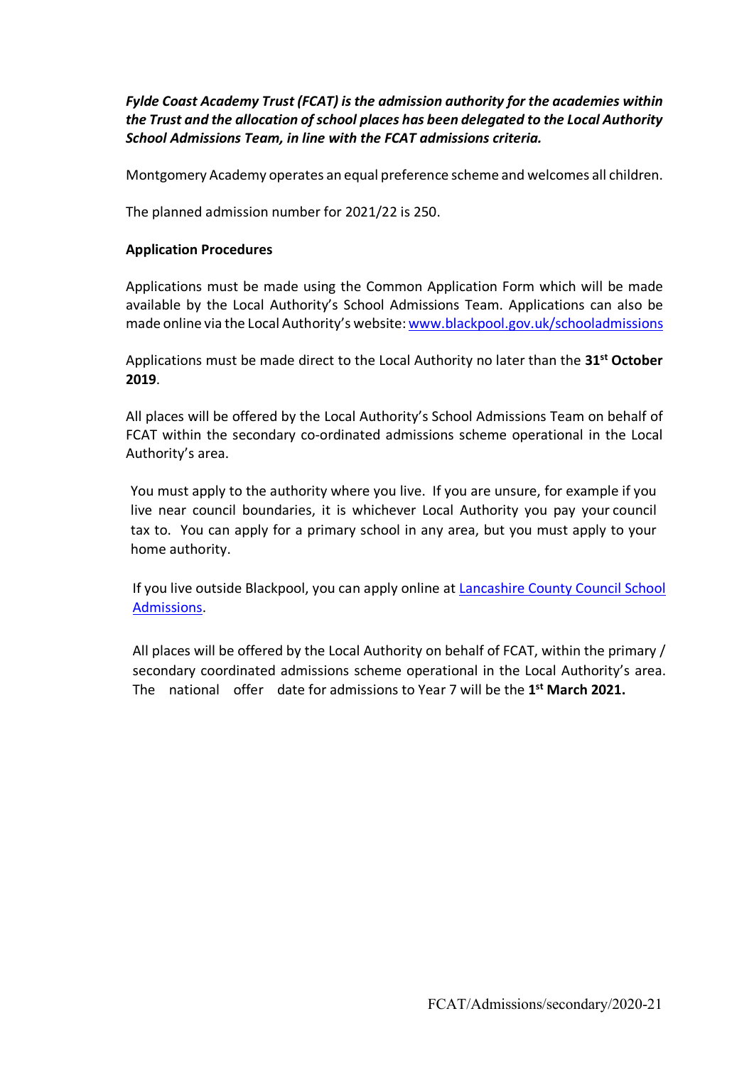***Fylde Coast Academy Trust (FCAT) is the admission authority for the academies within the Trust and the allocation of school places has been delegated to the Local Authority School Admissions Team, in line with the FCAT admissions criteria.***

Montgomery Academy operates an equal preference scheme and welcomes all children.

The planned admission number for 2021/22 is 250.

**Application Procedures**

Applications must be made using the Common Application Form which will be made available by the Local Authority's School Admissions Team. Applications can also be made online via the Local Authority's website: [www.blackpool.gov.uk/schooladmissions](www.blackpool.gov.uk/schooladmissions)

Applications must be made direct to the Local Authority no later than the **31st October 2019**.

All places will be offered by the Local Authority's School Admissions Team on behalf of FCAT within the secondary co-ordinated admissions scheme operational in the Local Authority's area.

You must apply to the authority where you live. If you are unsure, for example if you live near council boundaries, it is whichever Local Authority you pay your council tax to. You can apply for a primary school in any area, but you must apply to your home authority.

If you live outside Blackpool, you can apply online at Lancashire County Council School Admissions.

All places will be offered by the Local Authority on behalf of FCAT, within the primary / secondary coordinated admissions scheme operational in the Local Authority's area. The national offer date for admissions to Year 7 will be the **1st March 2021.**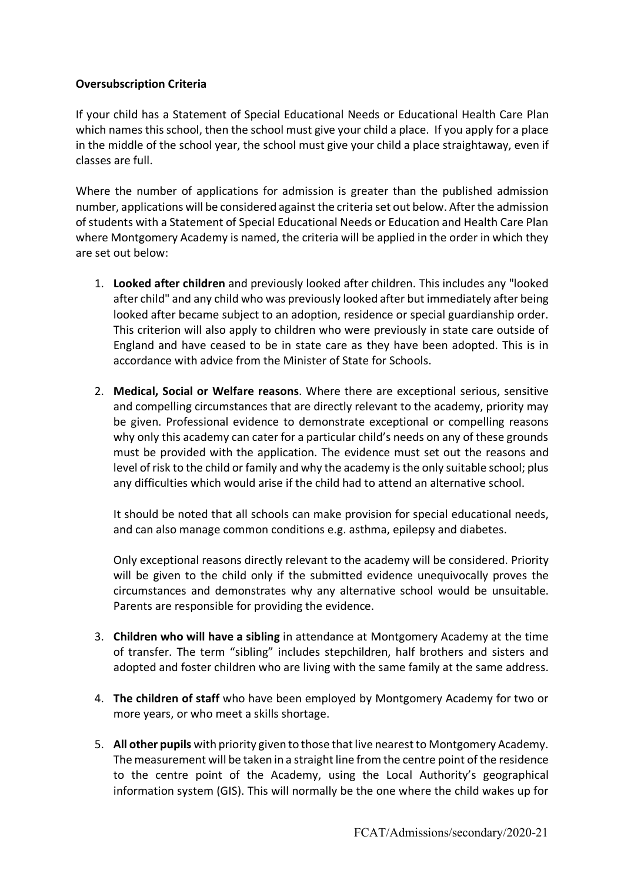**Oversubscription Criteria**

If your child has a Statement of Special Educational Needs or Educational Health Care Plan which names this school, then the school must give your child a place. If you apply for a place in the middle of the school year, the school must give your child a place straightaway, even if classes are full.

Where the number of applications for admission is greater than the published admission number, applications will be considered against the criteria set out below. After the admission of students with a Statement of Special Educational Needs or Education and Health Care Plan where Montgomery Academy is named, the criteria will be applied in the order in which they are set out below:

1. **Looked after children** and previously looked after children. This includes any "looked after child" and any child who was previously looked after but immediately after being looked after became subject to an adoption, residence or special guardianship order. This criterion will also apply to children who were previously in state care outside of England and have ceased to be in state care as they have been adopted. This is in accordance with advice from the Minister of State for Schools.

2. **Medical, Social or Welfare reasons**. Where there are exceptional serious, sensitive and compelling circumstances that are directly relevant to the academy, priority may be given. Professional evidence to demonstrate exceptional or compelling reasons why only this academy can cater for a particular child's needs on any of these grounds must be provided with the application. The evidence must set out the reasons and level of risk to the child or family and why the academy is the only suitable school; plus any difficulties which would arise if the child had to attend an alternative school.

   It should be noted that all schools can make provision for special educational needs, and can also manage common conditions e.g. asthma, epilepsy and diabetes.

   Only exceptional reasons directly relevant to the academy will be considered. Priority will be given to the child only if the submitted evidence unequivocally proves the circumstances and demonstrates why any alternative school would be unsuitable. Parents are responsible for providing the evidence.

3. **Children who will have a sibling** in attendance at Montgomery Academy at the time of transfer. The term "sibling" includes stepchildren, half brothers and sisters and adopted and foster children who are living with the same family at the same address.

4. **The children of staff** who have been employed by Montgomery Academy for two or more years, or who meet a skills shortage.

5. **All other pupils** with priority given to those that live nearest to Montgomery Academy. The measurement will be taken in a straight line from the centre point of the residence to the centre point of the Academy, using the Local Authority's geographical information system (GIS). This will normally be the one where the child wakes up for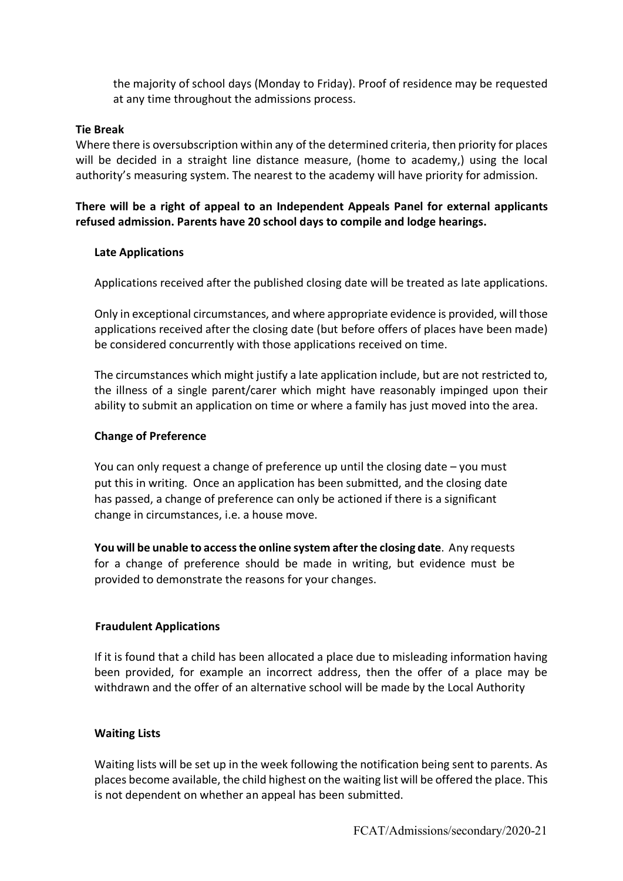the majority of school days (Monday to Friday). Proof of residence may be requested at any time throughout the admissions process.

**Tie Break**

Where there is oversubscription within any of the determined criteria, then priority for places will be decided in a straight line distance measure, (home to academy,) using the local authority's measuring system. The nearest to the academy will have priority for admission.

**There will be a right of appeal to an Independent Appeals Panel for external applicants refused admission. Parents have 20 school days to compile and lodge hearings.**

**Late Applications**

Applications received after the published closing date will be treated as late applications.

Only in exceptional circumstances, and where appropriate evidence is provided, will those applications received after the closing date (but before offers of places have been made) be considered concurrently with those applications received on time.

The circumstances which might justify a late application include, but are not restricted to, the illness of a single parent/carer which might have reasonably impinged upon their ability to submit an application on time or where a family has just moved into the area.

**Change of Preference**

You can only request a change of preference up until the closing date – you must put this in writing. Once an application has been submitted, and the closing date has passed, a change of preference can only be actioned if there is a significant change in circumstances, i.e. a house move.

**You will be unable to access the online system after the closing date**. Any requests for a change of preference should be made in writing, but evidence must be provided to demonstrate the reasons for your changes.

**Fraudulent Applications**

If it is found that a child has been allocated a place due to misleading information having been provided, for example an incorrect address, then the offer of a place may be withdrawn and the offer of an alternative school will be made by the Local Authority

**Waiting Lists**

Waiting lists will be set up in the week following the notification being sent to parents. As places become available, the child highest on the waiting list will be offered the place. This is not dependent on whether an appeal has been submitted.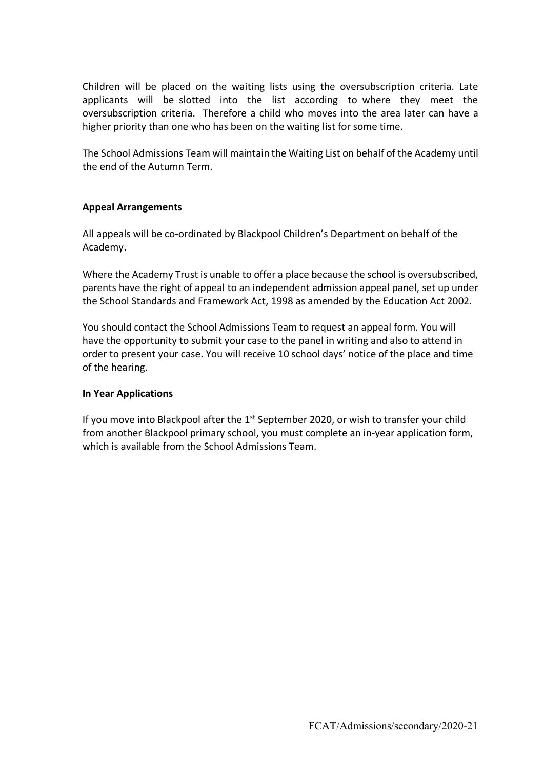Children will be placed on the waiting lists using the oversubscription criteria. Late applicants will be slotted into the list according to where they meet the oversubscription criteria. Therefore a child who moves into the area later can have a higher priority than one who has been on the waiting list for some time.

The School Admissions Team will maintain the Waiting List on behalf of the Academy until the end of the Autumn Term.

**Appeal Arrangements**

All appeals will be co-ordinated by Blackpool Children's Department on behalf of the Academy.

Where the Academy Trust is unable to offer a place because the school is oversubscribed, parents have the right of appeal to an independent admission appeal panel, set up under the School Standards and Framework Act, 1998 as amended by the Education Act 2002.

You should contact the School Admissions Team to request an appeal form. You will have the opportunity to submit your case to the panel in writing and also to attend in order to present your case. You will receive 10 school days' notice of the place and time of the hearing.

**In Year Applications**

If you move into Blackpool after the 1st September 2020, or wish to transfer your child from another Blackpool primary school, you must complete an in-year application form, which is available from the School Admissions Team.